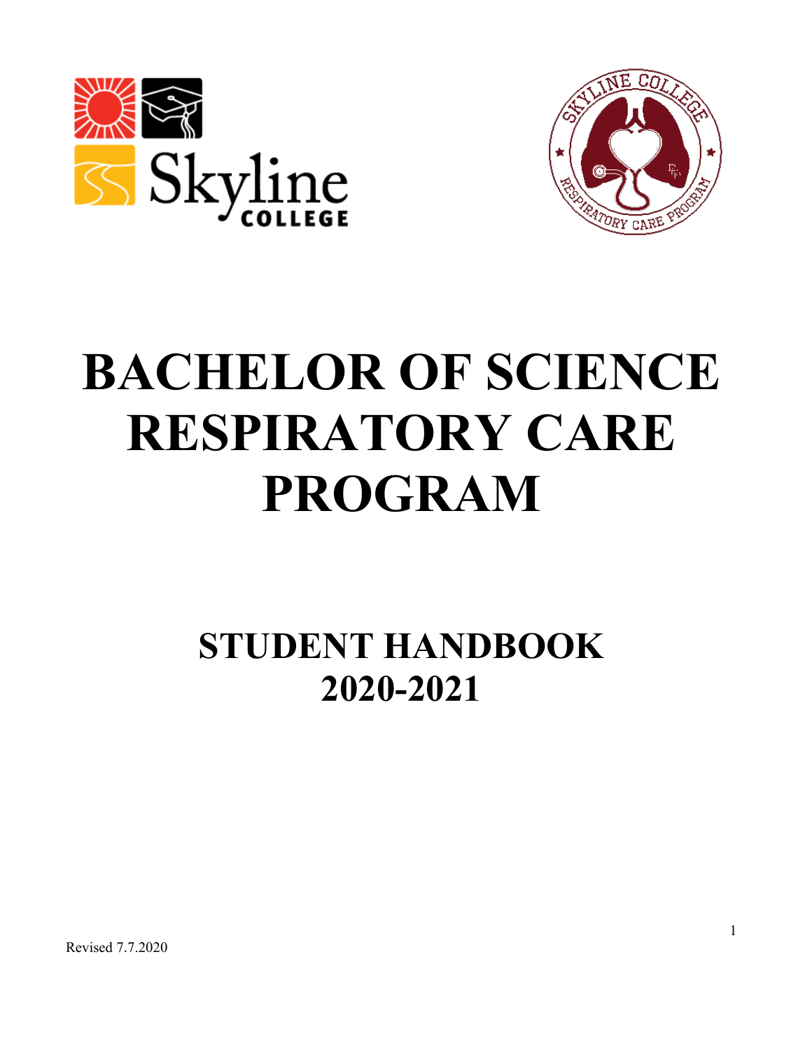# BACHELOR OF SCIENCE RESPIRATORY CARE PROGRAM

## STUDENT HANDBOOK 2020-2021

Revised 7.7.2020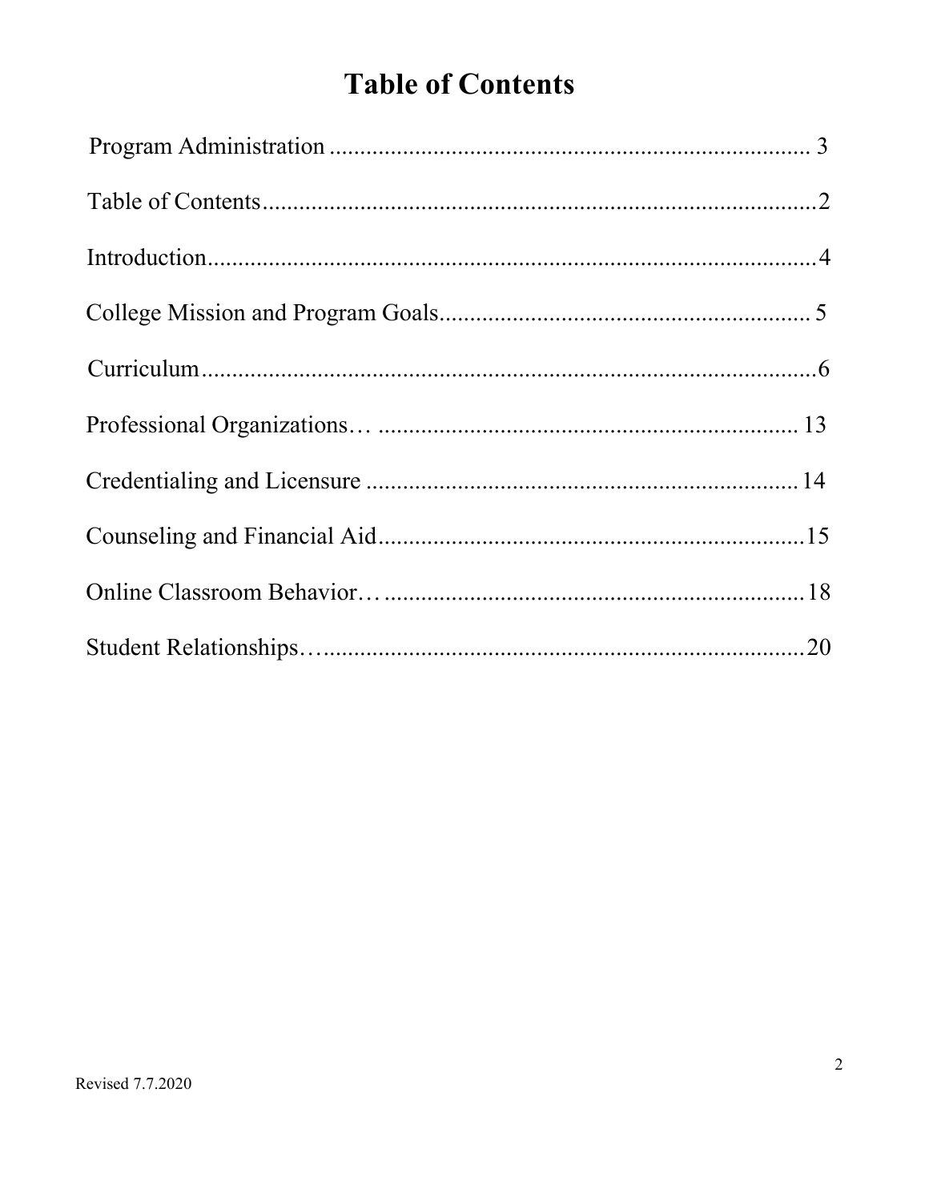# Table of Contents

Program Administration ........................................................................ 3

Table of Contents..........................................................................................2

Introduction...................................................................................................4

College Mission and Program Goals............................................................ 5

Curriculum....................................................................................................6

Professional Organizations… ..................................................................... 13

Credentialing and Licensure .......................................................................14

Counseling and Financial Aid......................................................................15

Online Classroom Behavior… .....................................................................18

Student Relationships…...............................................................................20

Revised 7.7.2020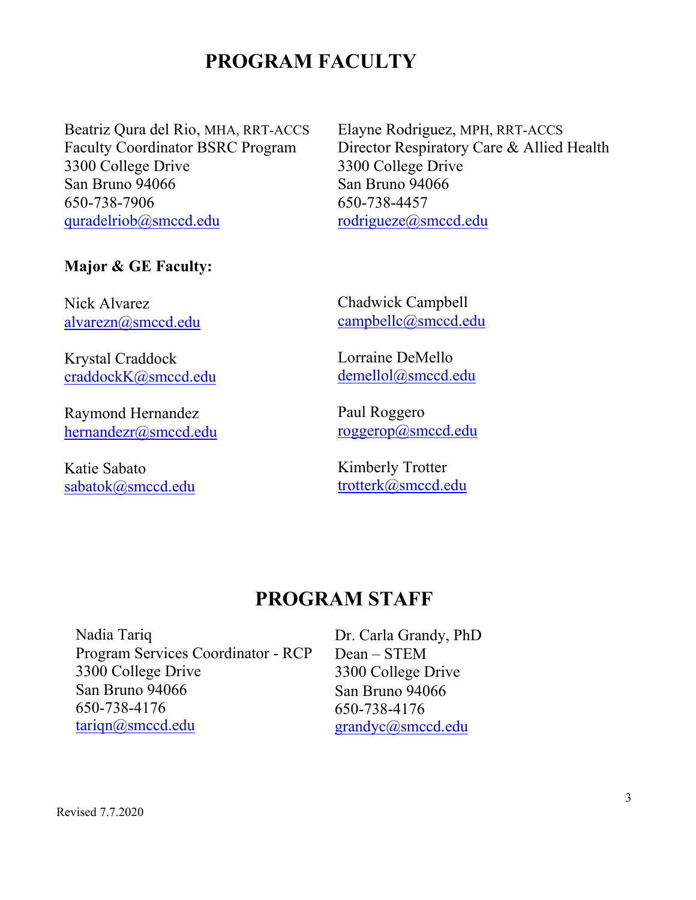# PROGRAM FACULTY

Beatriz Qura del Rio, MHA, RRT-ACCS
Faculty Coordinator BSRC Program
3300 College Drive
San Bruno 94066
650-738-7906
quradelriob@smccd.edu

Elayne Rodriguez, MPH, RRT-ACCS
Director Respiratory Care & Allied Health
3300 College Drive
San Bruno 94066
650-738-4457
rodrigueze@smccd.edu

**Major & GE Faculty:**

Nick Alvarez
alvarezn@smccd.edu

Chadwick Campbell
campbellc@smccd.edu

Krystal Craddock
craddockK@smccd.edu

Lorraine DeMello
demellol@smccd.edu

Raymond Hernandez
hernandezr@smccd.edu

Paul Roggero
roggerop@smccd.edu

Katie Sabato
sabatok@smccd.edu

Kimberly Trotter
trotterk@smccd.edu

# PROGRAM STAFF

Nadia Tariq
Program Services Coordinator - RCP
3300 College Drive
San Bruno 94066
650-738-4176
tariqn@smccd.edu

Dr. Carla Grandy, PhD
Dean – STEM
3300 College Drive
San Bruno 94066
650-738-4176
grandyc@smccd.edu

Revised 7.7.2020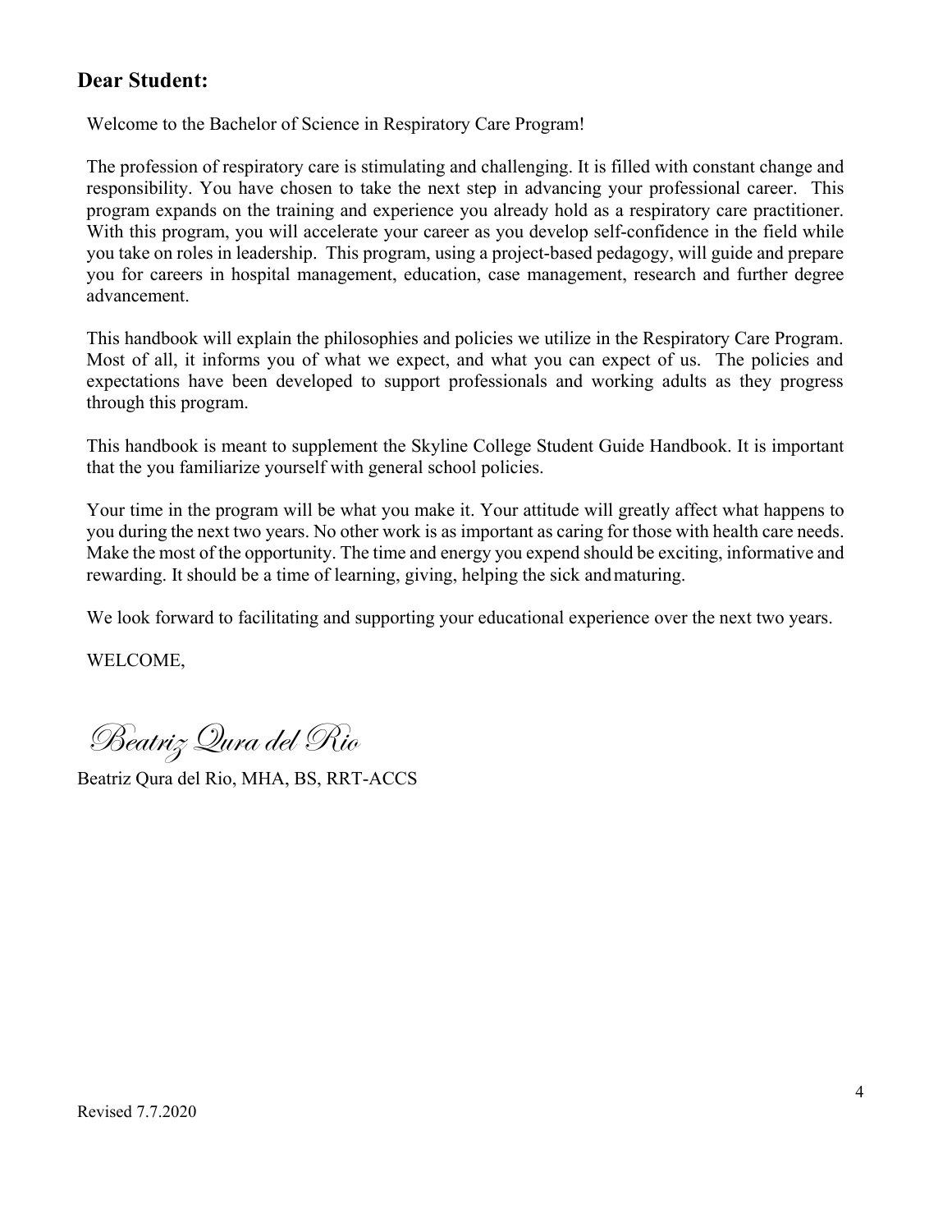## Dear Student:

Welcome to the Bachelor of Science in Respiratory Care Program!

The profession of respiratory care is stimulating and challenging. It is filled with constant change and responsibility. You have chosen to take the next step in advancing your professional career. This program expands on the training and experience you already hold as a respiratory care practitioner. With this program, you will accelerate your career as you develop self-confidence in the field while you take on roles in leadership. This program, using a project-based pedagogy, will guide and prepare you for careers in hospital management, education, case management, research and further degree advancement.

This handbook will explain the philosophies and policies we utilize in the Respiratory Care Program. Most of all, it informs you of what we expect, and what you can expect of us. The policies and expectations have been developed to support professionals and working adults as they progress through this program.

This handbook is meant to supplement the Skyline College Student Guide Handbook. It is important that the you familiarize yourself with general school policies.

Your time in the program will be what you make it. Your attitude will greatly affect what happens to you during the next two years. No other work is as important as caring for those with health care needs. Make the most of the opportunity. The time and energy you expend should be exciting, informative and rewarding. It should be a time of learning, giving, helping the sick and maturing.

We look forward to facilitating and supporting your educational experience over the next two years.

WELCOME,

*Beatriz Qura del Rio*

Beatriz Qura del Rio, MHA, BS, RRT-ACCS

Revised 7.7.2020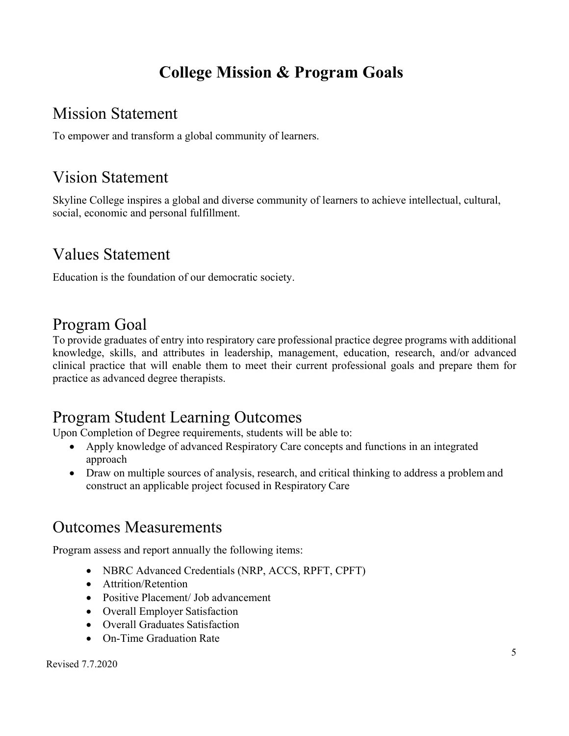# College Mission & Program Goals

## Mission Statement

To empower and transform a global community of learners.

## Vision Statement

Skyline College inspires a global and diverse community of learners to achieve intellectual, cultural, social, economic and personal fulfillment.

## Values Statement

Education is the foundation of our democratic society.

## Program Goal

To provide graduates of entry into respiratory care professional practice degree programs with additional knowledge, skills, and attributes in leadership, management, education, research, and/or advanced clinical practice that will enable them to meet their current professional goals and prepare them for practice as advanced degree therapists.

## Program Student Learning Outcomes

Upon Completion of Degree requirements, students will be able to:

- Apply knowledge of advanced Respiratory Care concepts and functions in an integrated approach
- Draw on multiple sources of analysis, research, and critical thinking to address a problem and construct an applicable project focused in Respiratory Care

## Outcomes Measurements

Program assess and report annually the following items:

- NBRC Advanced Credentials (NRP, ACCS, RPFT, CPFT)
- Attrition/Retention
- Positive Placement/ Job advancement
- Overall Employer Satisfaction
- Overall Graduates Satisfaction
- On-Time Graduation Rate

Revised 7.7.2020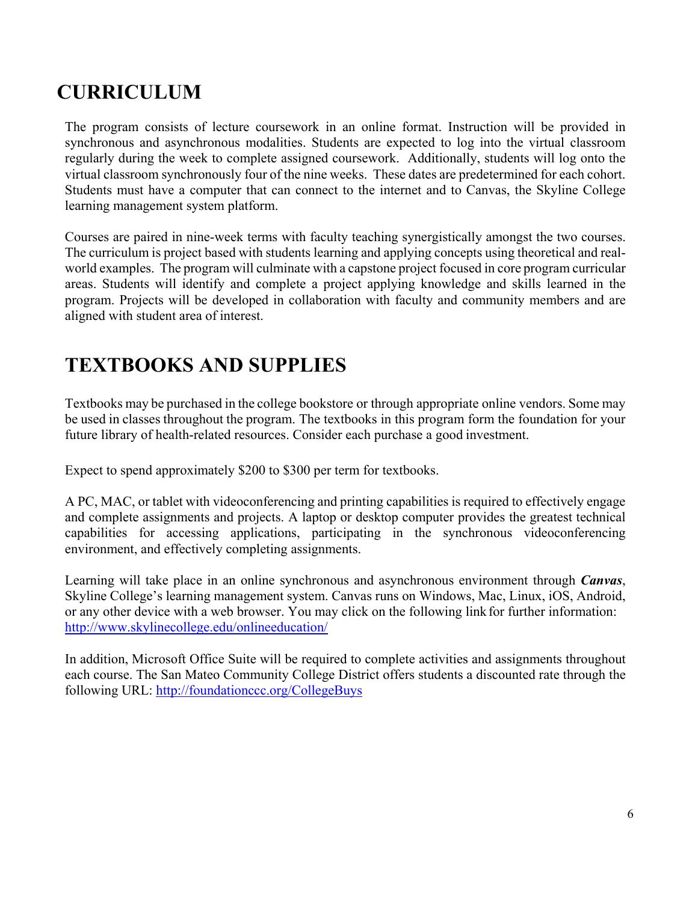# CURRICULUM

The program consists of lecture coursework in an online format. Instruction will be provided in synchronous and asynchronous modalities. Students are expected to log into the virtual classroom regularly during the week to complete assigned coursework. Additionally, students will log onto the virtual classroom synchronously four of the nine weeks. These dates are predetermined for each cohort. Students must have a computer that can connect to the internet and to Canvas, the Skyline College learning management system platform.

Courses are paired in nine-week terms with faculty teaching synergistically amongst the two courses. The curriculum is project based with students learning and applying concepts using theoretical and real-world examples. The program will culminate with a capstone project focused in core program curricular areas. Students will identify and complete a project applying knowledge and skills learned in the program. Projects will be developed in collaboration with faculty and community members and are aligned with student area of interest.

# TEXTBOOKS AND SUPPLIES

Textbooks may be purchased in the college bookstore or through appropriate online vendors. Some may be used in classes throughout the program. The textbooks in this program form the foundation for your future library of health-related resources. Consider each purchase a good investment.

Expect to spend approximately $200 to $300 per term for textbooks.

A PC, MAC, or tablet with videoconferencing and printing capabilities is required to effectively engage and complete assignments and projects. A laptop or desktop computer provides the greatest technical capabilities for accessing applications, participating in the synchronous videoconferencing environment, and effectively completing assignments.

Learning will take place in an online synchronous and asynchronous environment through ***Canvas***, Skyline College's learning management system. Canvas runs on Windows, Mac, Linux, iOS, Android, or any other device with a web browser. You may click on the following link for further information: http://www.skylinecollege.edu/onlineeducation/

In addition, Microsoft Office Suite will be required to complete activities and assignments throughout each course. The San Mateo Community College District offers students a discounted rate through the following URL: http://foundationccc.org/CollegeBuys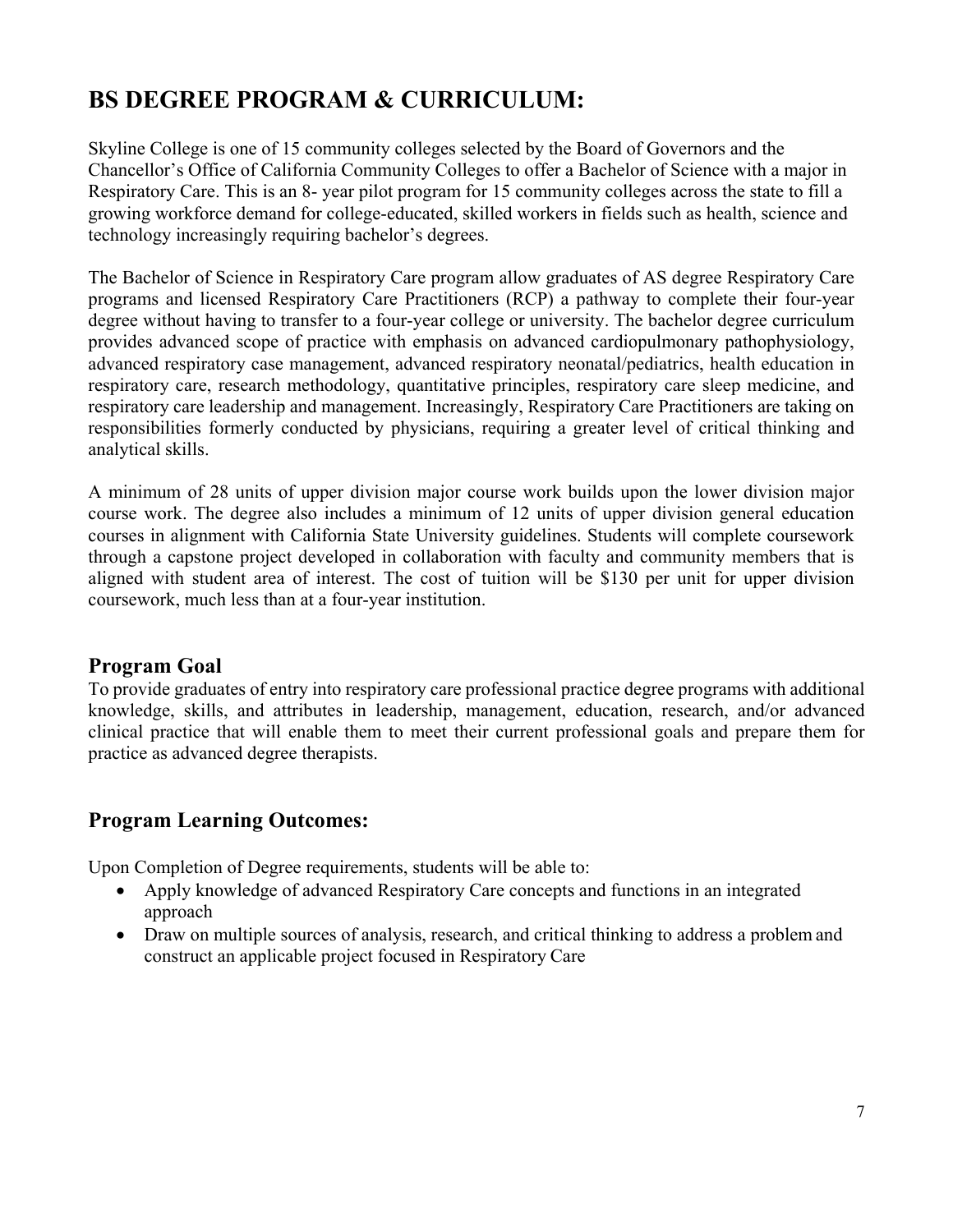# BS DEGREE PROGRAM & CURRICULUM:

Skyline College is one of 15 community colleges selected by the Board of Governors and the Chancellor's Office of California Community Colleges to offer a Bachelor of Science with a major in Respiratory Care. This is an 8- year pilot program for 15 community colleges across the state to fill a growing workforce demand for college-educated, skilled workers in fields such as health, science and technology increasingly requiring bachelor's degrees.

The Bachelor of Science in Respiratory Care program allow graduates of AS degree Respiratory Care programs and licensed Respiratory Care Practitioners (RCP) a pathway to complete their four-year degree without having to transfer to a four-year college or university. The bachelor degree curriculum provides advanced scope of practice with emphasis on advanced cardiopulmonary pathophysiology, advanced respiratory case management, advanced respiratory neonatal/pediatrics, health education in respiratory care, research methodology, quantitative principles, respiratory care sleep medicine, and respiratory care leadership and management. Increasingly, Respiratory Care Practitioners are taking on responsibilities formerly conducted by physicians, requiring a greater level of critical thinking and analytical skills.

A minimum of 28 units of upper division major course work builds upon the lower division major course work. The degree also includes a minimum of 12 units of upper division general education courses in alignment with California State University guidelines. Students will complete coursework through a capstone project developed in collaboration with faculty and community members that is aligned with student area of interest. The cost of tuition will be $130 per unit for upper division coursework, much less than at a four-year institution.

## Program Goal

To provide graduates of entry into respiratory care professional practice degree programs with additional knowledge, skills, and attributes in leadership, management, education, research, and/or advanced clinical practice that will enable them to meet their current professional goals and prepare them for practice as advanced degree therapists.

## Program Learning Outcomes:

Upon Completion of Degree requirements, students will be able to:

- Apply knowledge of advanced Respiratory Care concepts and functions in an integrated approach
- Draw on multiple sources of analysis, research, and critical thinking to address a problem and construct an applicable project focused in Respiratory Care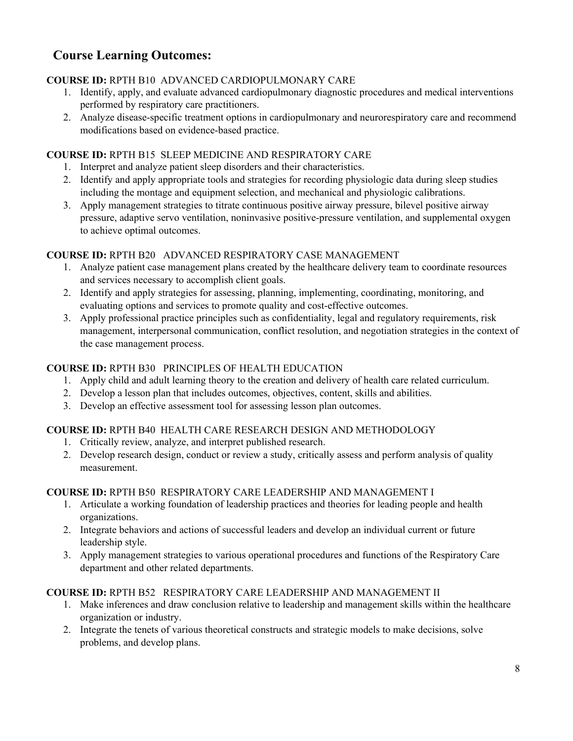## Course Learning Outcomes:

**COURSE ID:** RPTH B10 ADVANCED CARDIOPULMONARY CARE

1. Identify, apply, and evaluate advanced cardiopulmonary diagnostic procedures and medical interventions performed by respiratory care practitioners.
2. Analyze disease-specific treatment options in cardiopulmonary and neurorespiratory care and recommend modifications based on evidence-based practice.

**COURSE ID:** RPTH B15 SLEEP MEDICINE AND RESPIRATORY CARE

1. Interpret and analyze patient sleep disorders and their characteristics.
2. Identify and apply appropriate tools and strategies for recording physiologic data during sleep studies including the montage and equipment selection, and mechanical and physiologic calibrations.
3. Apply management strategies to titrate continuous positive airway pressure, bilevel positive airway pressure, adaptive servo ventilation, noninvasive positive-pressure ventilation, and supplemental oxygen to achieve optimal outcomes.

**COURSE ID:** RPTH B20 ADVANCED RESPIRATORY CASE MANAGEMENT

1. Analyze patient case management plans created by the healthcare delivery team to coordinate resources and services necessary to accomplish client goals.
2. Identify and apply strategies for assessing, planning, implementing, coordinating, monitoring, and evaluating options and services to promote quality and cost-effective outcomes.
3. Apply professional practice principles such as confidentiality, legal and regulatory requirements, risk management, interpersonal communication, conflict resolution, and negotiation strategies in the context of the case management process.

**COURSE ID:** RPTH B30 PRINCIPLES OF HEALTH EDUCATION

1. Apply child and adult learning theory to the creation and delivery of health care related curriculum.
2. Develop a lesson plan that includes outcomes, objectives, content, skills and abilities.
3. Develop an effective assessment tool for assessing lesson plan outcomes.

**COURSE ID:** RPTH B40 HEALTH CARE RESEARCH DESIGN AND METHODOLOGY

1. Critically review, analyze, and interpret published research.
2. Develop research design, conduct or review a study, critically assess and perform analysis of quality measurement.

**COURSE ID:** RPTH B50 RESPIRATORY CARE LEADERSHIP AND MANAGEMENT I

1. Articulate a working foundation of leadership practices and theories for leading people and health organizations.
2. Integrate behaviors and actions of successful leaders and develop an individual current or future leadership style.
3. Apply management strategies to various operational procedures and functions of the Respiratory Care department and other related departments.

**COURSE ID:** RPTH B52 RESPIRATORY CARE LEADERSHIP AND MANAGEMENT II

1. Make inferences and draw conclusion relative to leadership and management skills within the healthcare organization or industry.
2. Integrate the tenets of various theoretical constructs and strategic models to make decisions, solve problems, and develop plans.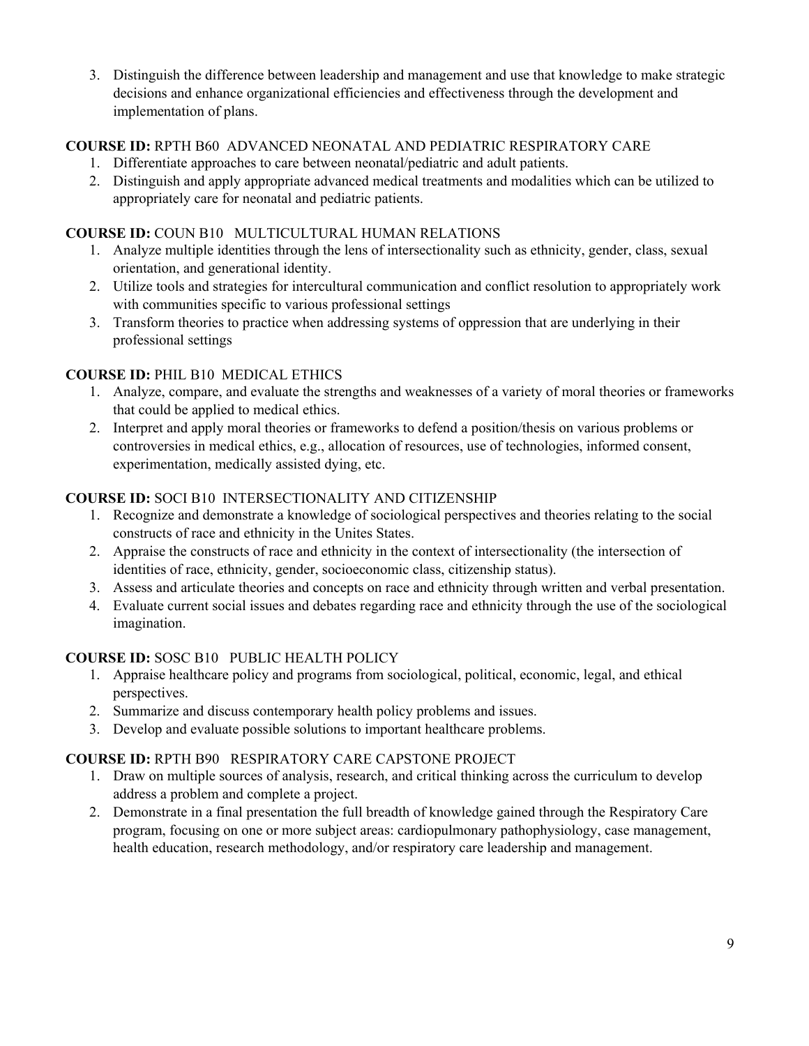3. Distinguish the difference between leadership and management and use that knowledge to make strategic decisions and enhance organizational efficiencies and effectiveness through the development and implementation of plans.

**COURSE ID:** RPTH B60 ADVANCED NEONATAL AND PEDIATRIC RESPIRATORY CARE

1. Differentiate approaches to care between neonatal/pediatric and adult patients.
2. Distinguish and apply appropriate advanced medical treatments and modalities which can be utilized to appropriately care for neonatal and pediatric patients.

**COURSE ID:** COUN B10 MULTICULTURAL HUMAN RELATIONS

1. Analyze multiple identities through the lens of intersectionality such as ethnicity, gender, class, sexual orientation, and generational identity.
2. Utilize tools and strategies for intercultural communication and conflict resolution to appropriately work with communities specific to various professional settings
3. Transform theories to practice when addressing systems of oppression that are underlying in their professional settings

**COURSE ID:** PHIL B10 MEDICAL ETHICS

1. Analyze, compare, and evaluate the strengths and weaknesses of a variety of moral theories or frameworks that could be applied to medical ethics.
2. Interpret and apply moral theories or frameworks to defend a position/thesis on various problems or controversies in medical ethics, e.g., allocation of resources, use of technologies, informed consent, experimentation, medically assisted dying, etc.

**COURSE ID:** SOCI B10 INTERSECTIONALITY AND CITIZENSHIP

1. Recognize and demonstrate a knowledge of sociological perspectives and theories relating to the social constructs of race and ethnicity in the Unites States.
2. Appraise the constructs of race and ethnicity in the context of intersectionality (the intersection of identities of race, ethnicity, gender, socioeconomic class, citizenship status).
3. Assess and articulate theories and concepts on race and ethnicity through written and verbal presentation.
4. Evaluate current social issues and debates regarding race and ethnicity through the use of the sociological imagination.

**COURSE ID:** SOSC B10 PUBLIC HEALTH POLICY

1. Appraise healthcare policy and programs from sociological, political, economic, legal, and ethical perspectives.
2. Summarize and discuss contemporary health policy problems and issues.
3. Develop and evaluate possible solutions to important healthcare problems.

**COURSE ID:** RPTH B90 RESPIRATORY CARE CAPSTONE PROJECT

1. Draw on multiple sources of analysis, research, and critical thinking across the curriculum to develop address a problem and complete a project.
2. Demonstrate in a final presentation the full breadth of knowledge gained through the Respiratory Care program, focusing on one or more subject areas: cardiopulmonary pathophysiology, case management, health education, research methodology, and/or respiratory care leadership and management.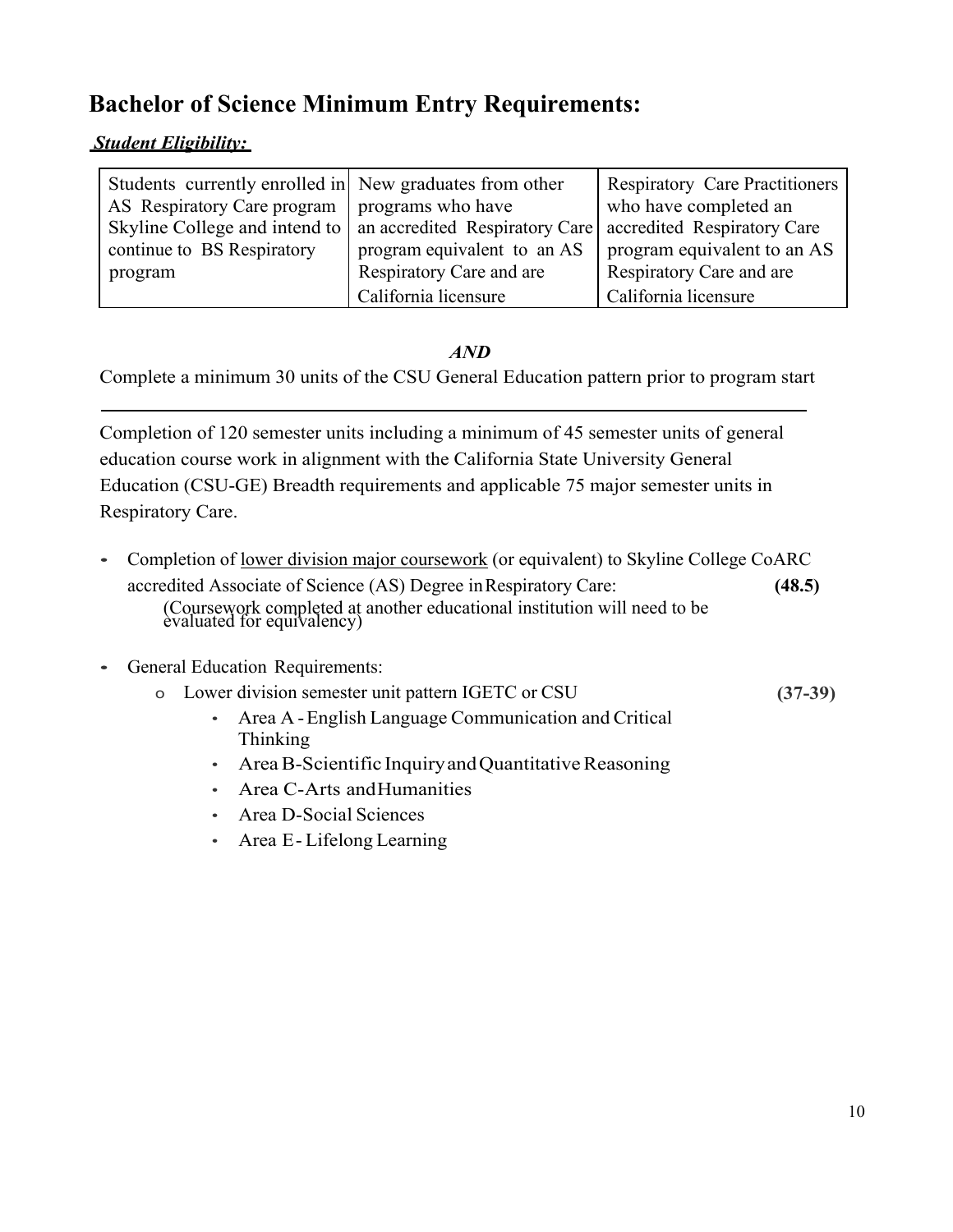## Bachelor of Science Minimum Entry Requirements:

***Student Eligibility:***

| Students currently enrolled in AS Respiratory Care program Skyline College and intend to continue to BS Respiratory program | New graduates from other programs who have an accredited Respiratory Care program equivalent to an AS Respiratory Care and are California licensure | Respiratory Care Practitioners who have completed an accredited Respiratory Care program equivalent to an AS Respiratory Care and are California licensure |
|---|---|---|

***AND***

Complete a minimum 30 units of the CSU General Education pattern prior to program start

---

Completion of 120 semester units including a minimum of 45 semester units of general education course work in alignment with the California State University General Education (CSU-GE) Breadth requirements and applicable 75 major semester units in Respiratory Care.

- Completion of lower division major coursework (or equivalent) to Skyline College CoARC accredited Associate of Science (AS) Degree in Respiratory Care: **(48.5)**
  (Coursework completed at another educational institution will need to be evaluated for equivalency)

- General Education Requirements:
  - Lower division semester unit pattern IGETC or CSU **(37-39)**
    - Area A - English Language Communication and Critical Thinking
    - Area B-Scientific Inquiry and Quantitative Reasoning
    - Area C-Arts and Humanities
    - Area D-Social Sciences
    - Area E - Lifelong Learning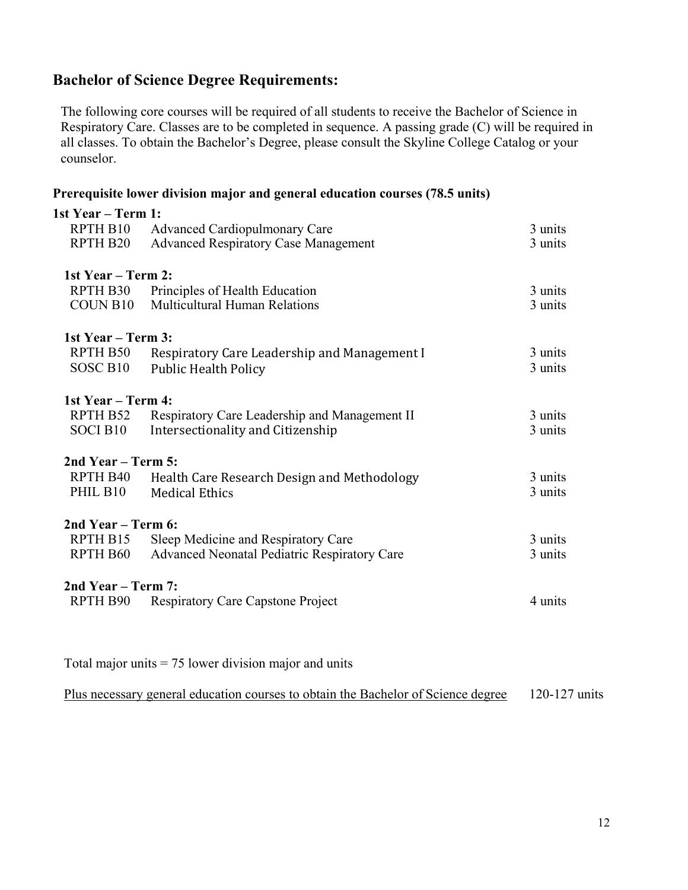## Bachelor of Science Degree Requirements:

The following core courses will be required of all students to receive the Bachelor of Science in Respiratory Care. Classes are to be completed in sequence. A passing grade (C) will be required in all classes. To obtain the Bachelor's Degree, please consult the Skyline College Catalog or your counselor.

### Prerequisite lower division major and general education courses (78.5 units)

**1st Year – Term 1:**

| | | |
|---|---|---|
| RPTH B10 | Advanced Cardiopulmonary Care | 3 units |
| RPTH B20 | Advanced Respiratory Case Management | 3 units |

**1st Year – Term 2:**

| | | |
|---|---|---|
| RPTH B30 | Principles of Health Education | 3 units |
| COUN B10 | Multicultural Human Relations | 3 units |

**1st Year – Term 3:**

| | | |
|---|---|---|
| RPTH B50 | Respiratory Care Leadership and Management I | 3 units |
| SOSC B10 | Public Health Policy | 3 units |

**1st Year – Term 4:**

| | | |
|---|---|---|
| RPTH B52 | Respiratory Care Leadership and Management II | 3 units |
| SOCI B10 | Intersectionality and Citizenship | 3 units |

**2nd Year – Term 5:**

| | | |
|---|---|---|
| RPTH B40 | Health Care Research Design and Methodology | 3 units |
| PHIL B10 | Medical Ethics | 3 units |

**2nd Year – Term 6:**

| | | |
|---|---|---|
| RPTH B15 | Sleep Medicine and Respiratory Care | 3 units |
| RPTH B60 | Advanced Neonatal Pediatric Respiratory Care | 3 units |

**2nd Year – Term 7:**

| | | |
|---|---|---|
| RPTH B90 | Respiratory Care Capstone Project | 4 units |

Total major units = 75 lower division major and units

<u>Plus necessary general education courses to obtain the Bachelor of Science degree</u> 120-127 units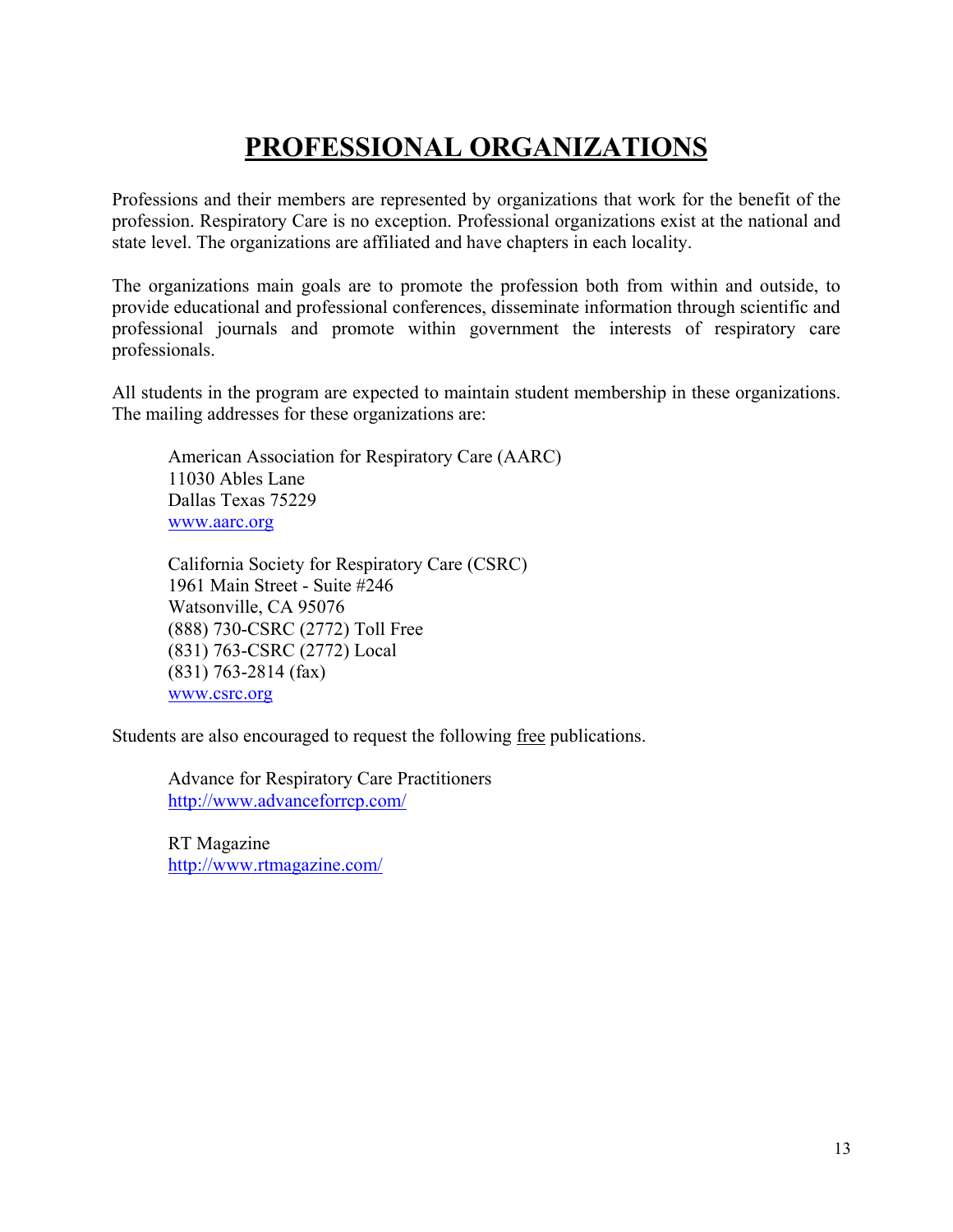# PROFESSIONAL ORGANIZATIONS

Professions and their members are represented by organizations that work for the benefit of the profession. Respiratory Care is no exception. Professional organizations exist at the national and state level. The organizations are affiliated and have chapters in each locality.

The organizations main goals are to promote the profession both from within and outside, to provide educational and professional conferences, disseminate information through scientific and professional journals and promote within government the interests of respiratory care professionals.

All students in the program are expected to maintain student membership in these organizations. The mailing addresses for these organizations are:

American Association for Respiratory Care (AARC)
11030 Ables Lane
Dallas Texas 75229
www.aarc.org

California Society for Respiratory Care (CSRC)
1961 Main Street - Suite #246
Watsonville, CA 95076
(888) 730-CSRC (2772) Toll Free
(831) 763-CSRC (2772) Local
(831) 763-2814 (fax)
www.csrc.org

Students are also encouraged to request the following free publications.

Advance for Respiratory Care Practitioners
http://www.advanceforrcp.com/

RT Magazine
http://www.rtmagazine.com/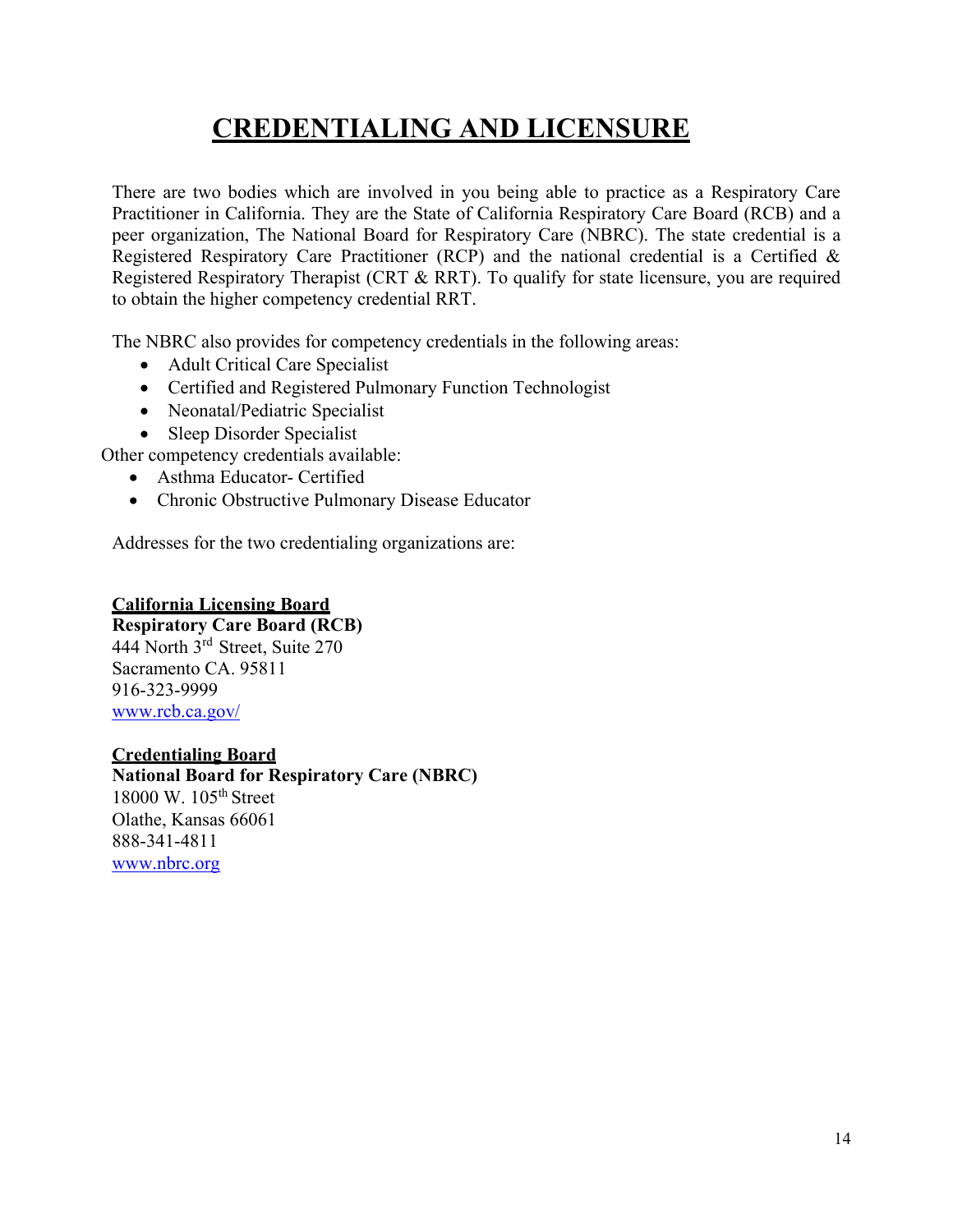# CREDENTIALING AND LICENSURE

There are two bodies which are involved in you being able to practice as a Respiratory Care Practitioner in California. They are the State of California Respiratory Care Board (RCB) and a peer organization, The National Board for Respiratory Care (NBRC). The state credential is a Registered Respiratory Care Practitioner (RCP) and the national credential is a Certified & Registered Respiratory Therapist (CRT & RRT). To qualify for state licensure, you are required to obtain the higher competency credential RRT.

The NBRC also provides for competency credentials in the following areas:

- Adult Critical Care Specialist
- Certified and Registered Pulmonary Function Technologist
- Neonatal/Pediatric Specialist
- Sleep Disorder Specialist

Other competency credentials available:

- Asthma Educator- Certified
- Chronic Obstructive Pulmonary Disease Educator

Addresses for the two credentialing organizations are:

**California Licensing Board**
**Respiratory Care Board (RCB)**
444 North 3rd Street, Suite 270
Sacramento CA. 95811
916-323-9999
www.rcb.ca.gov/

**Credentialing Board**
**National Board for Respiratory Care (NBRC)**
18000 W. 105th Street
Olathe, Kansas 66061
888-341-4811
www.nbrc.org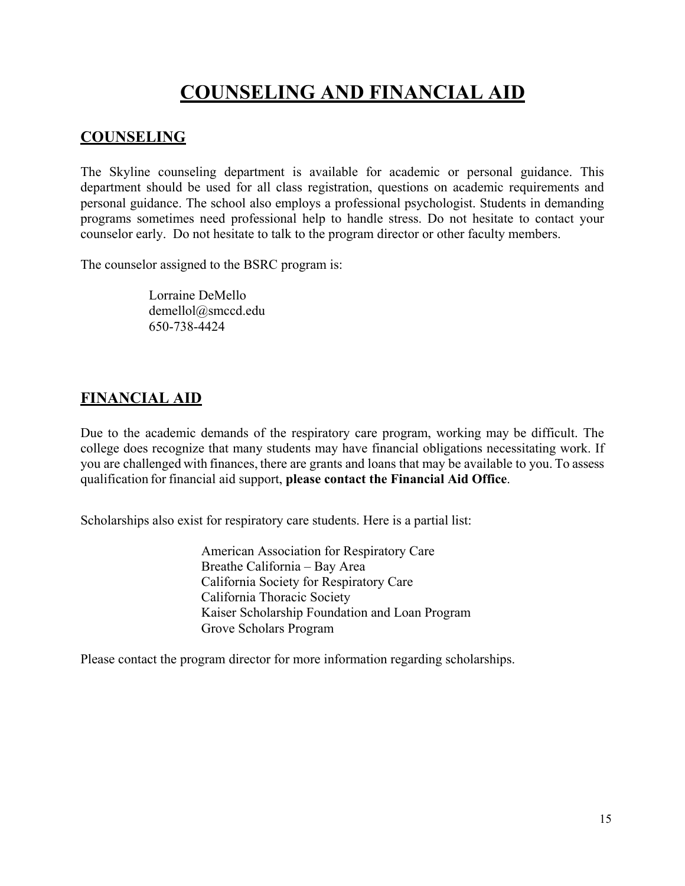# COUNSELING AND FINANCIAL AID

## COUNSELING

The Skyline counseling department is available for academic or personal guidance. This department should be used for all class registration, questions on academic requirements and personal guidance. The school also employs a professional psychologist. Students in demanding programs sometimes need professional help to handle stress. Do not hesitate to contact your counselor early. Do not hesitate to talk to the program director or other faculty members.

The counselor assigned to the BSRC program is:

Lorraine DeMello
demellol@smccd.edu
650-738-4424

## FINANCIAL AID

Due to the academic demands of the respiratory care program, working may be difficult. The college does recognize that many students may have financial obligations necessitating work. If you are challenged with finances, there are grants and loans that may be available to you. To assess qualification for financial aid support, **please contact the Financial Aid Office**.

Scholarships also exist for respiratory care students. Here is a partial list:

American Association for Respiratory Care
Breathe California – Bay Area
California Society for Respiratory Care
California Thoracic Society
Kaiser Scholarship Foundation and Loan Program
Grove Scholars Program

Please contact the program director for more information regarding scholarships.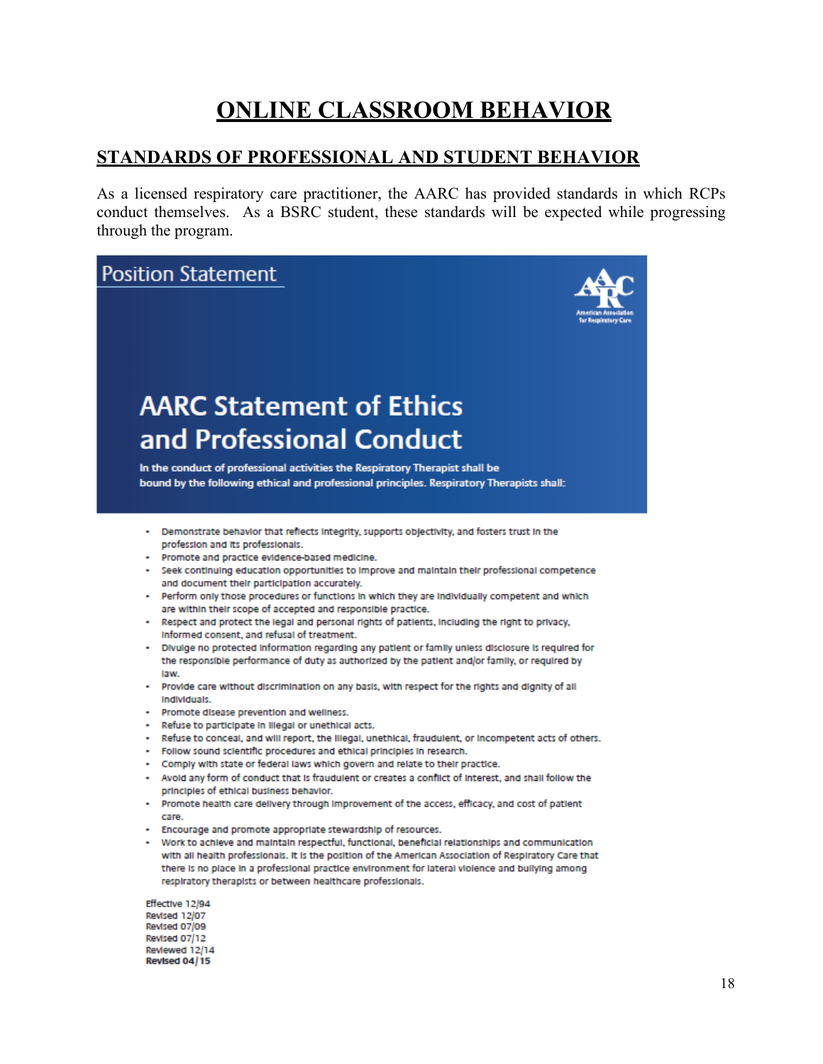# ONLINE CLASSROOM BEHAVIOR

## STANDARDS OF PROFESSIONAL AND STUDENT BEHAVIOR

As a licensed respiratory care practitioner, the AARC has provided standards in which RCPs conduct themselves. As a BSRC student, these standards will be expected while progressing through the program.

Position Statement

American Association for Respiratory Care

## AARC Statement of Ethics and Professional Conduct

**In the conduct of professional activities the Respiratory Therapist shall be bound by the following ethical and professional principles. Respiratory Therapists shall:**

- Demonstrate behavior that reflects integrity, supports objectivity, and fosters trust in the profession and its professionals.
- Promote and practice evidence-based medicine.
- Seek continuing education opportunities to improve and maintain their professional competence and document their participation accurately.
- Perform only those procedures or functions in which they are individually competent and which are within their scope of accepted and responsible practice.
- Respect and protect the legal and personal rights of patients, including the right to privacy, informed consent, and refusal of treatment.
- Divulge no protected information regarding any patient or family unless disclosure is required for the responsible performance of duty as authorized by the patient and/or family, or required by law.
- Provide care without discrimination on any basis, with respect for the rights and dignity of all individuals.
- Promote disease prevention and wellness.
- Refuse to participate in illegal or unethical acts.
- Refuse to conceal, and will report, the illegal, unethical, fraudulent, or incompetent acts of others.
- Follow sound scientific procedures and ethical principles in research.
- Comply with state or federal laws which govern and relate to their practice.
- Avoid any form of conduct that is fraudulent or creates a conflict of interest, and shall follow the principles of ethical business behavior.
- Promote health care delivery through improvement of the access, efficacy, and cost of patient care.
- Encourage and promote appropriate stewardship of resources.
- Work to achieve and maintain respectful, functional, beneficial relationships and communication with all health professionals. It is the position of the American Association of Respiratory Care that there is no place in a professional practice environment for lateral violence and bullying among respiratory therapists or between healthcare professionals.

Effective 12/94
Revised 12/07
Revised 07/09
Revised 07/12
Reviewed 12/14
**Revised 04/15**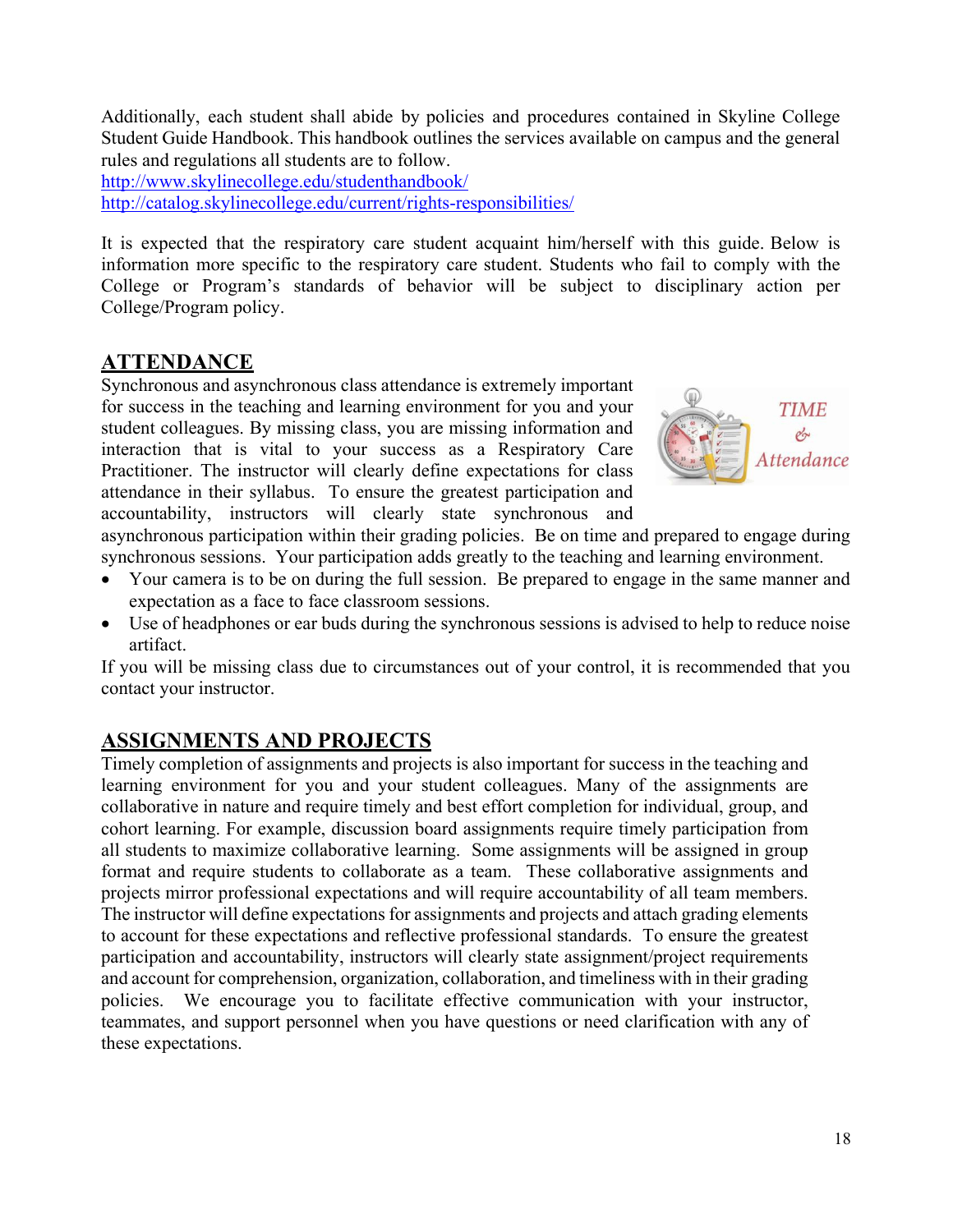Additionally, each student shall abide by policies and procedures contained in Skyline College Student Guide Handbook. This handbook outlines the services available on campus and the general rules and regulations all students are to follow.
[http://www.skylinecollege.edu/studenthandbook/](http://www.skylinecollege.edu/studenthandbook/)
[http://catalog.skylinecollege.edu/current/rights-responsibilities/](http://catalog.skylinecollege.edu/current/rights-responsibilities/)

It is expected that the respiratory care student acquaint him/herself with this guide. Below is information more specific to the respiratory care student. Students who fail to comply with the College or Program's standards of behavior will be subject to disciplinary action per College/Program policy.

## ATTENDANCE

Synchronous and asynchronous class attendance is extremely important for success in the teaching and learning environment for you and your student colleagues. By missing class, you are missing information and interaction that is vital to your success as a Respiratory Care Practitioner. The instructor will clearly define expectations for class attendance in their syllabus. To ensure the greatest participation and accountability, instructors will clearly state synchronous and asynchronous participation within their grading policies. Be on time and prepared to engage during synchronous sessions. Your participation adds greatly to the teaching and learning environment.

- Your camera is to be on during the full session. Be prepared to engage in the same manner and expectation as a face to face classroom sessions.
- Use of headphones or ear buds during the synchronous sessions is advised to help to reduce noise artifact.

If you will be missing class due to circumstances out of your control, it is recommended that you contact your instructor.

## ASSIGNMENTS AND PROJECTS

Timely completion of assignments and projects is also important for success in the teaching and learning environment for you and your student colleagues. Many of the assignments are collaborative in nature and require timely and best effort completion for individual, group, and cohort learning. For example, discussion board assignments require timely participation from all students to maximize collaborative learning. Some assignments will be assigned in group format and require students to collaborate as a team. These collaborative assignments and projects mirror professional expectations and will require accountability of all team members. The instructor will define expectations for assignments and projects and attach grading elements to account for these expectations and reflective professional standards. To ensure the greatest participation and accountability, instructors will clearly state assignment/project requirements and account for comprehension, organization, collaboration, and timeliness with in their grading policies. We encourage you to facilitate effective communication with your instructor, teammates, and support personnel when you have questions or need clarification with any of these expectations.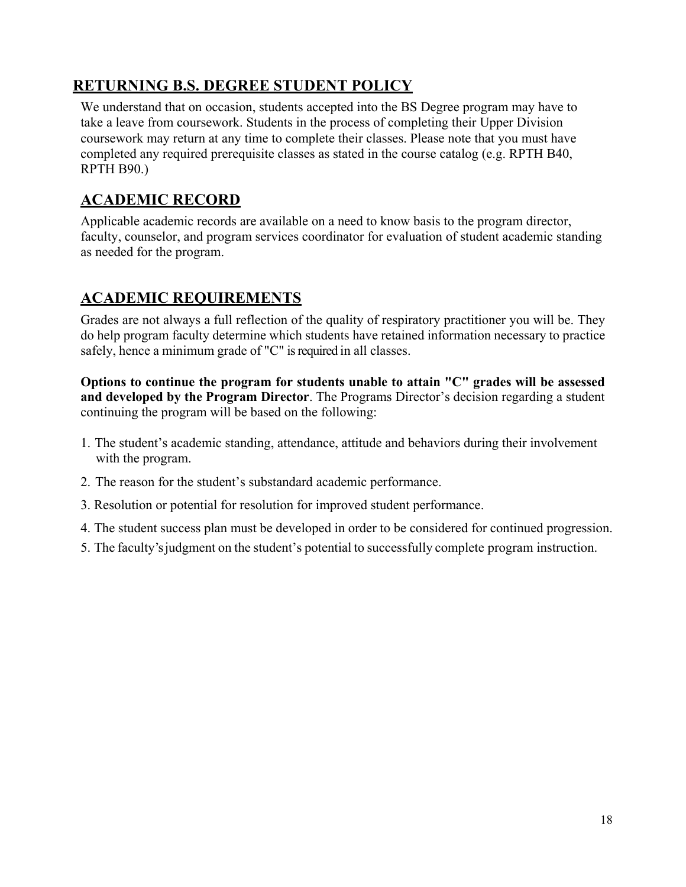## RETURNING B.S. DEGREE STUDENT POLICY

We understand that on occasion, students accepted into the BS Degree program may have to take a leave from coursework. Students in the process of completing their Upper Division coursework may return at any time to complete their classes. Please note that you must have completed any required prerequisite classes as stated in the course catalog (e.g. RPTH B40, RPTH B90.)

## ACADEMIC RECORD

Applicable academic records are available on a need to know basis to the program director, faculty, counselor, and program services coordinator for evaluation of student academic standing as needed for the program.

## ACADEMIC REQUIREMENTS

Grades are not always a full reflection of the quality of respiratory practitioner you will be. They do help program faculty determine which students have retained information necessary to practice safely, hence a minimum grade of "C" is required in all classes.

**Options to continue the program for students unable to attain "C" grades will be assessed and developed by the Program Director**. The Programs Director's decision regarding a student continuing the program will be based on the following:

1. The student's academic standing, attendance, attitude and behaviors during their involvement with the program.
2. The reason for the student's substandard academic performance.
3. Resolution or potential for resolution for improved student performance.
4. The student success plan must be developed in order to be considered for continued progression.
5. The faculty's judgment on the student's potential to successfully complete program instruction.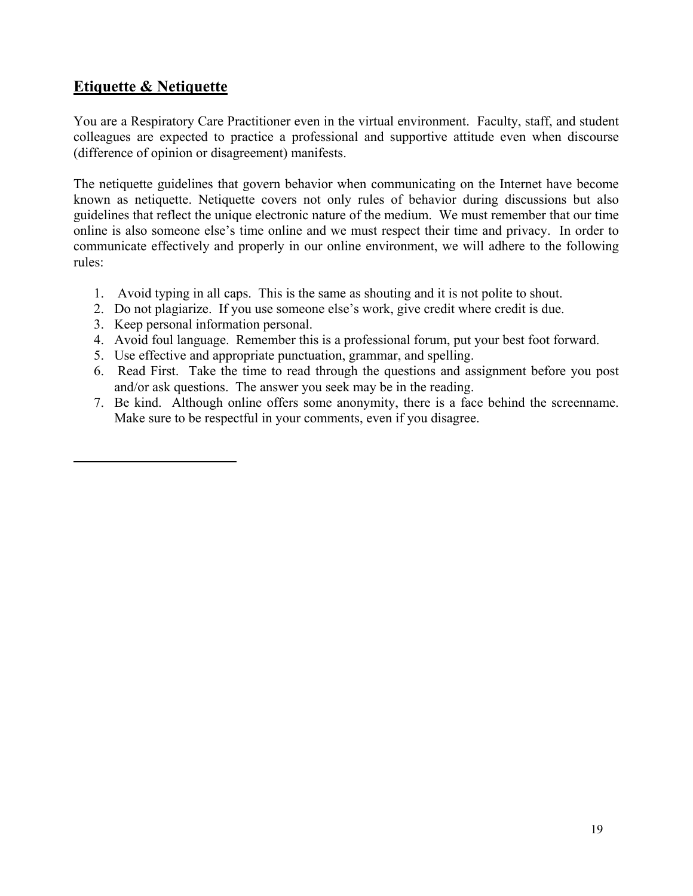## Etiquette & Netiquette

You are a Respiratory Care Practitioner even in the virtual environment. Faculty, staff, and student colleagues are expected to practice a professional and supportive attitude even when discourse (difference of opinion or disagreement) manifests.

The netiquette guidelines that govern behavior when communicating on the Internet have become known as netiquette. Netiquette covers not only rules of behavior during discussions but also guidelines that reflect the unique electronic nature of the medium. We must remember that our time online is also someone else's time online and we must respect their time and privacy. In order to communicate effectively and properly in our online environment, we will adhere to the following rules:

1. Avoid typing in all caps. This is the same as shouting and it is not polite to shout.
2. Do not plagiarize. If you use someone else's work, give credit where credit is due.
3. Keep personal information personal.
4. Avoid foul language. Remember this is a professional forum, put your best foot forward.
5. Use effective and appropriate punctuation, grammar, and spelling.
6. Read First. Take the time to read through the questions and assignment before you post and/or ask questions. The answer you seek may be in the reading.
7. Be kind. Although online offers some anonymity, there is a face behind the screenname. Make sure to be respectful in your comments, even if you disagree.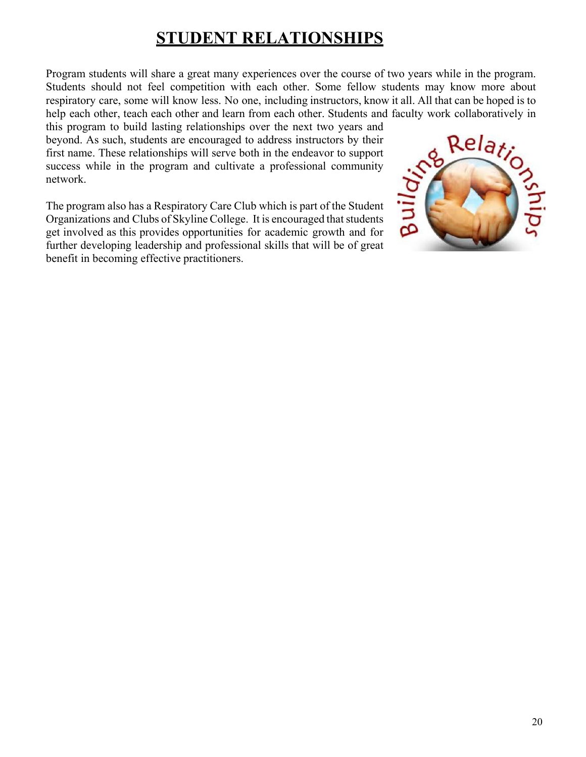# STUDENT RELATIONSHIPS

Program students will share a great many experiences over the course of two years while in the program. Students should not feel competition with each other. Some fellow students may know more about respiratory care, some will know less. No one, including instructors, know it all. All that can be hoped is to help each other, teach each other and learn from each other. Students and faculty work collaboratively in this program to build lasting relationships over the next two years and beyond. As such, students are encouraged to address instructors by their first name. These relationships will serve both in the endeavor to support success while in the program and cultivate a professional community network.

The program also has a Respiratory Care Club which is part of the Student Organizations and Clubs of Skyline College. It is encouraged that students get involved as this provides opportunities for academic growth and for further developing leadership and professional skills that will be of great benefit in becoming effective practitioners.